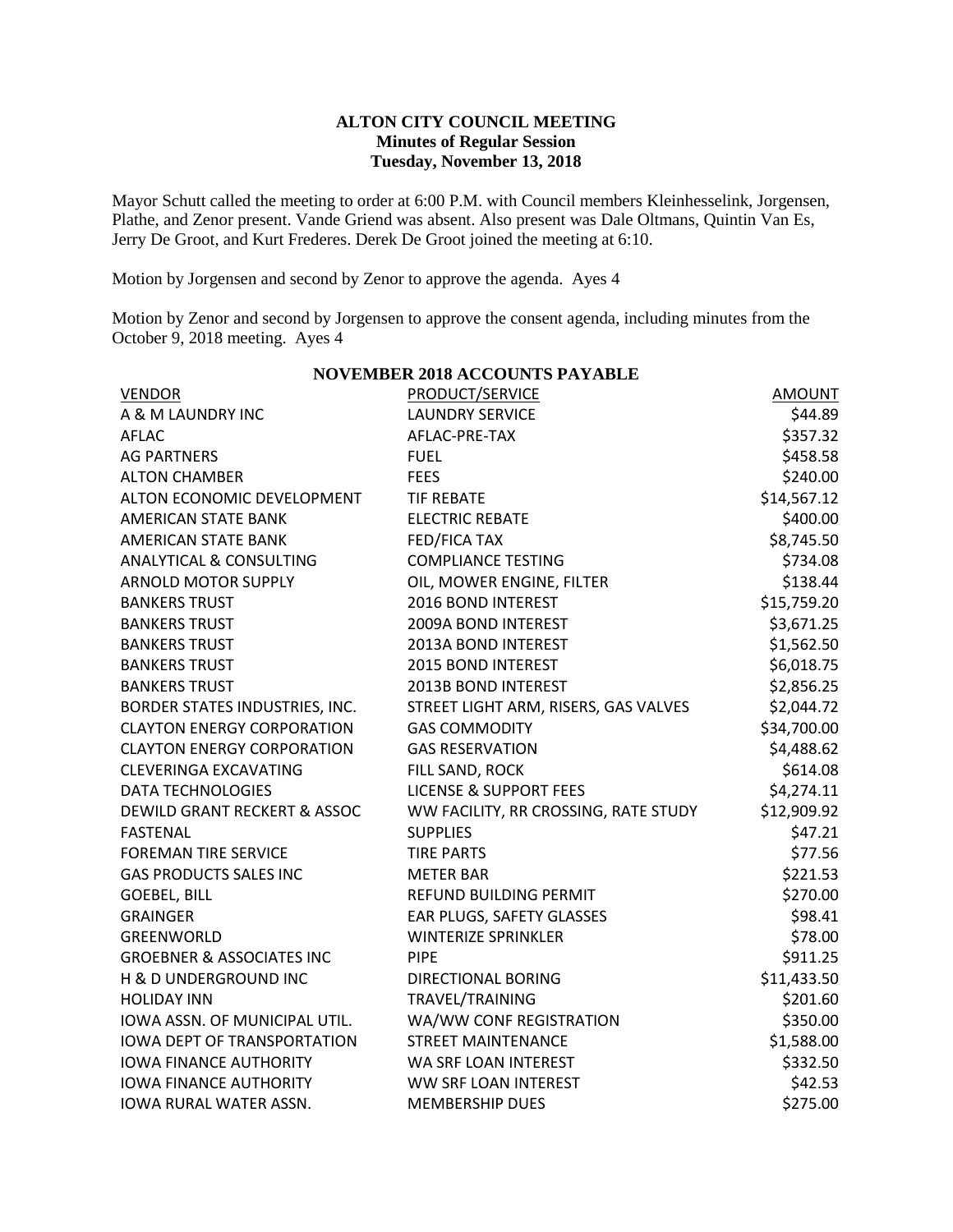# ALTON CITY COUNCIL MEETING
## Minutes of Regular Session
## Tuesday, November 13, 2018

Mayor Schutt called the meeting to order at 6:00 P.M. with Council members Kleinhesselink, Jorgensen, Plathe, and Zenor present. Vande Griend was absent. Also present was Dale Oltmans, Quintin Van Es, Jerry De Groot, and Kurt Frederes. Derek De Groot joined the meeting at 6:10.

Motion by Jorgensen and second by Zenor to approve the agenda. Ayes 4

Motion by Zenor and second by Jorgensen to approve the consent agenda, including minutes from the October 9, 2018 meeting. Ayes 4

**NOVEMBER 2018 ACCOUNTS PAYABLE**

| VENDOR | PRODUCT/SERVICE | AMOUNT |
|---|---|---|
| A & M LAUNDRY INC | LAUNDRY SERVICE | $44.89 |
| AFLAC | AFLAC-PRE-TAX | $357.32 |
| AG PARTNERS | FUEL | $458.58 |
| ALTON CHAMBER | FEES | $240.00 |
| ALTON ECONOMIC DEVELOPMENT | TIF REBATE | $14,567.12 |
| AMERICAN STATE BANK | ELECTRIC REBATE | $400.00 |
| AMERICAN STATE BANK | FED/FICA TAX | $8,745.50 |
| ANALYTICAL & CONSULTING | COMPLIANCE TESTING | $734.08 |
| ARNOLD MOTOR SUPPLY | OIL, MOWER ENGINE, FILTER | $138.44 |
| BANKERS TRUST | 2016 BOND INTEREST | $15,759.20 |
| BANKERS TRUST | 2009A BOND INTEREST | $3,671.25 |
| BANKERS TRUST | 2013A BOND INTEREST | $1,562.50 |
| BANKERS TRUST | 2015 BOND INTEREST | $6,018.75 |
| BANKERS TRUST | 2013B BOND INTEREST | $2,856.25 |
| BORDER STATES INDUSTRIES, INC. | STREET LIGHT ARM, RISERS, GAS VALVES | $2,044.72 |
| CLAYTON ENERGY CORPORATION | GAS COMMODITY | $34,700.00 |
| CLAYTON ENERGY CORPORATION | GAS RESERVATION | $4,488.62 |
| CLEVERINGA EXCAVATING | FILL SAND, ROCK | $614.08 |
| DATA TECHNOLOGIES | LICENSE & SUPPORT FEES | $4,274.11 |
| DEWILD GRANT RECKERT & ASSOC | WW FACILITY, RR CROSSING, RATE STUDY | $12,909.92 |
| FASTENAL | SUPPLIES | $47.21 |
| FOREMAN TIRE SERVICE | TIRE PARTS | $77.56 |
| GAS PRODUCTS SALES INC | METER BAR | $221.53 |
| GOEBEL, BILL | REFUND BUILDING PERMIT | $270.00 |
| GRAINGER | EAR PLUGS, SAFETY GLASSES | $98.41 |
| GREENWORLD | WINTERIZE SPRINKLER | $78.00 |
| GROEBNER & ASSOCIATES INC | PIPE | $911.25 |
| H & D UNDERGROUND INC | DIRECTIONAL BORING | $11,433.50 |
| HOLIDAY INN | TRAVEL/TRAINING | $201.60 |
| IOWA ASSN. OF MUNICIPAL UTIL. | WA/WW CONF REGISTRATION | $350.00 |
| IOWA DEPT OF TRANSPORTATION | STREET MAINTENANCE | $1,588.00 |
| IOWA FINANCE AUTHORITY | WA SRF LOAN INTEREST | $332.50 |
| IOWA FINANCE AUTHORITY | WW SRF LOAN INTEREST | $42.53 |
| IOWA RURAL WATER ASSN. | MEMBERSHIP DUES | $275.00 |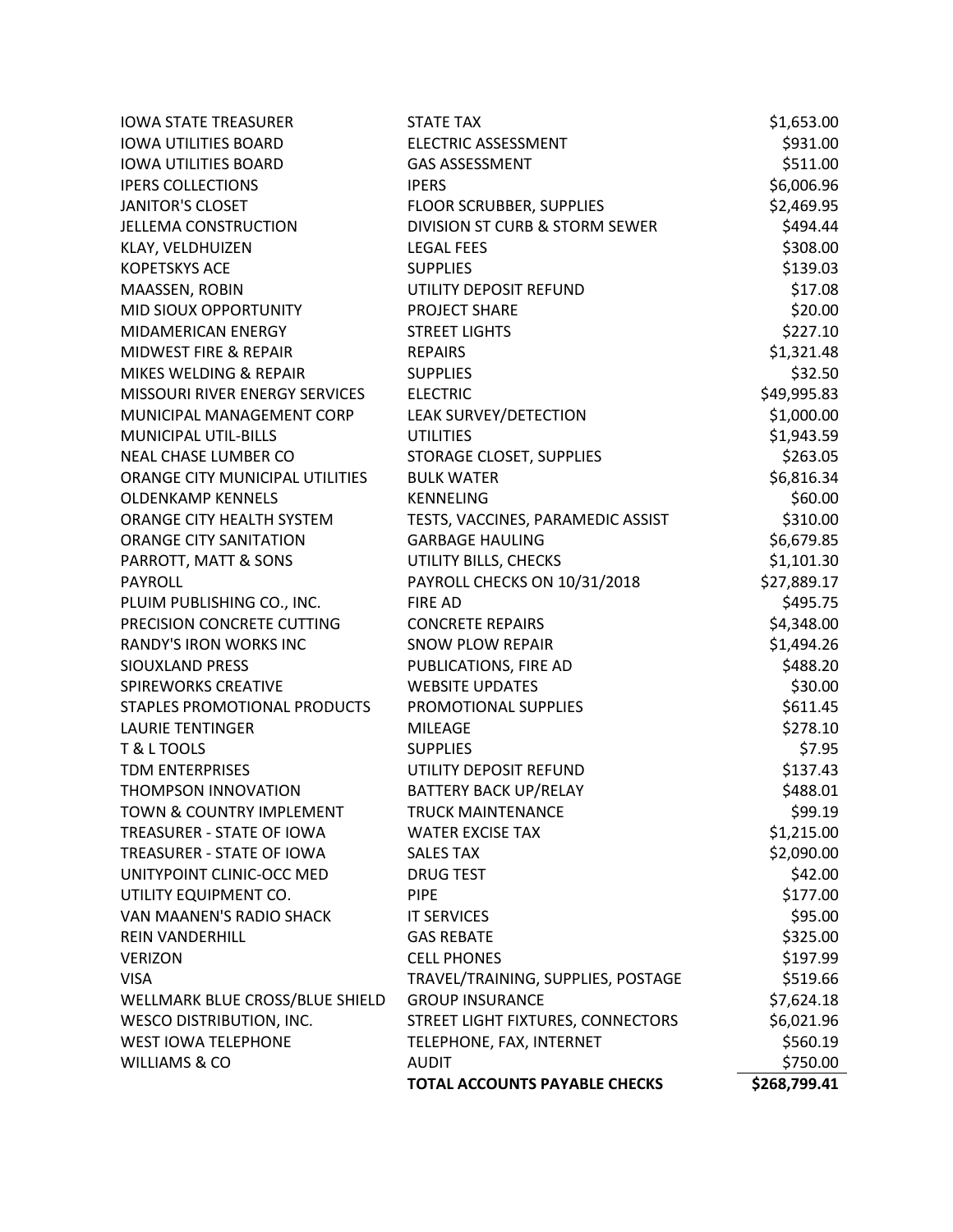| | | |
|---|---|---|
| IOWA STATE TREASURER | STATE TAX | $1,653.00 |
| IOWA UTILITIES BOARD | ELECTRIC ASSESSMENT | $931.00 |
| IOWA UTILITIES BOARD | GAS ASSESSMENT | $511.00 |
| IPERS COLLECTIONS | IPERS | $6,006.96 |
| JANITOR'S CLOSET | FLOOR SCRUBBER, SUPPLIES | $2,469.95 |
| JELLEMA CONSTRUCTION | DIVISION ST CURB & STORM SEWER | $494.44 |
| KLAY, VELDHUIZEN | LEGAL FEES | $308.00 |
| KOPETSKYS ACE | SUPPLIES | $139.03 |
| MAASSEN, ROBIN | UTILITY DEPOSIT REFUND | $17.08 |
| MID SIOUX OPPORTUNITY | PROJECT SHARE | $20.00 |
| MIDAMERICAN ENERGY | STREET LIGHTS | $227.10 |
| MIDWEST FIRE & REPAIR | REPAIRS | $1,321.48 |
| MIKES WELDING & REPAIR | SUPPLIES | $32.50 |
| MISSOURI RIVER ENERGY SERVICES | ELECTRIC | $49,995.83 |
| MUNICIPAL MANAGEMENT CORP | LEAK SURVEY/DETECTION | $1,000.00 |
| MUNICIPAL UTIL-BILLS | UTILITIES | $1,943.59 |
| NEAL CHASE LUMBER CO | STORAGE CLOSET, SUPPLIES | $263.05 |
| ORANGE CITY MUNICIPAL UTILITIES | BULK WATER | $6,816.34 |
| OLDENKAMP KENNELS | KENNELING | $60.00 |
| ORANGE CITY HEALTH SYSTEM | TESTS, VACCINES, PARAMEDIC ASSIST | $310.00 |
| ORANGE CITY SANITATION | GARBAGE HAULING | $6,679.85 |
| PARROTT, MATT & SONS | UTILITY BILLS, CHECKS | $1,101.30 |
| PAYROLL | PAYROLL CHECKS ON 10/31/2018 | $27,889.17 |
| PLUIM PUBLISHING CO., INC. | FIRE AD | $495.75 |
| PRECISION CONCRETE CUTTING | CONCRETE REPAIRS | $4,348.00 |
| RANDY'S IRON WORKS INC | SNOW PLOW REPAIR | $1,494.26 |
| SIOUXLAND PRESS | PUBLICATIONS, FIRE AD | $488.20 |
| SPIREWORKS CREATIVE | WEBSITE UPDATES | $30.00 |
| STAPLES PROMOTIONAL PRODUCTS | PROMOTIONAL SUPPLIES | $611.45 |
| LAURIE TENTINGER | MILEAGE | $278.10 |
| T & L TOOLS | SUPPLIES | $7.95 |
| TDM ENTERPRISES | UTILITY DEPOSIT REFUND | $137.43 |
| THOMPSON INNOVATION | BATTERY BACK UP/RELAY | $488.01 |
| TOWN & COUNTRY IMPLEMENT | TRUCK MAINTENANCE | $99.19 |
| TREASURER - STATE OF IOWA | WATER EXCISE TAX | $1,215.00 |
| TREASURER - STATE OF IOWA | SALES TAX | $2,090.00 |
| UNITYPOINT CLINIC-OCC MED | DRUG TEST | $42.00 |
| UTILITY EQUIPMENT CO. | PIPE | $177.00 |
| VAN MAANEN'S RADIO SHACK | IT SERVICES | $95.00 |
| REIN VANDERHILL | GAS REBATE | $325.00 |
| VERIZON | CELL PHONES | $197.99 |
| VISA | TRAVEL/TRAINING, SUPPLIES, POSTAGE | $519.66 |
| WELLMARK BLUE CROSS/BLUE SHIELD | GROUP INSURANCE | $7,624.18 |
| WESCO DISTRIBUTION, INC. | STREET LIGHT FIXTURES, CONNECTORS | $6,021.96 |
| WEST IOWA TELEPHONE | TELEPHONE, FAX, INTERNET | $560.19 |
| WILLIAMS & CO | AUDIT | $750.00 |
| | **TOTAL ACCOUNTS PAYABLE CHECKS** | **$268,799.41** |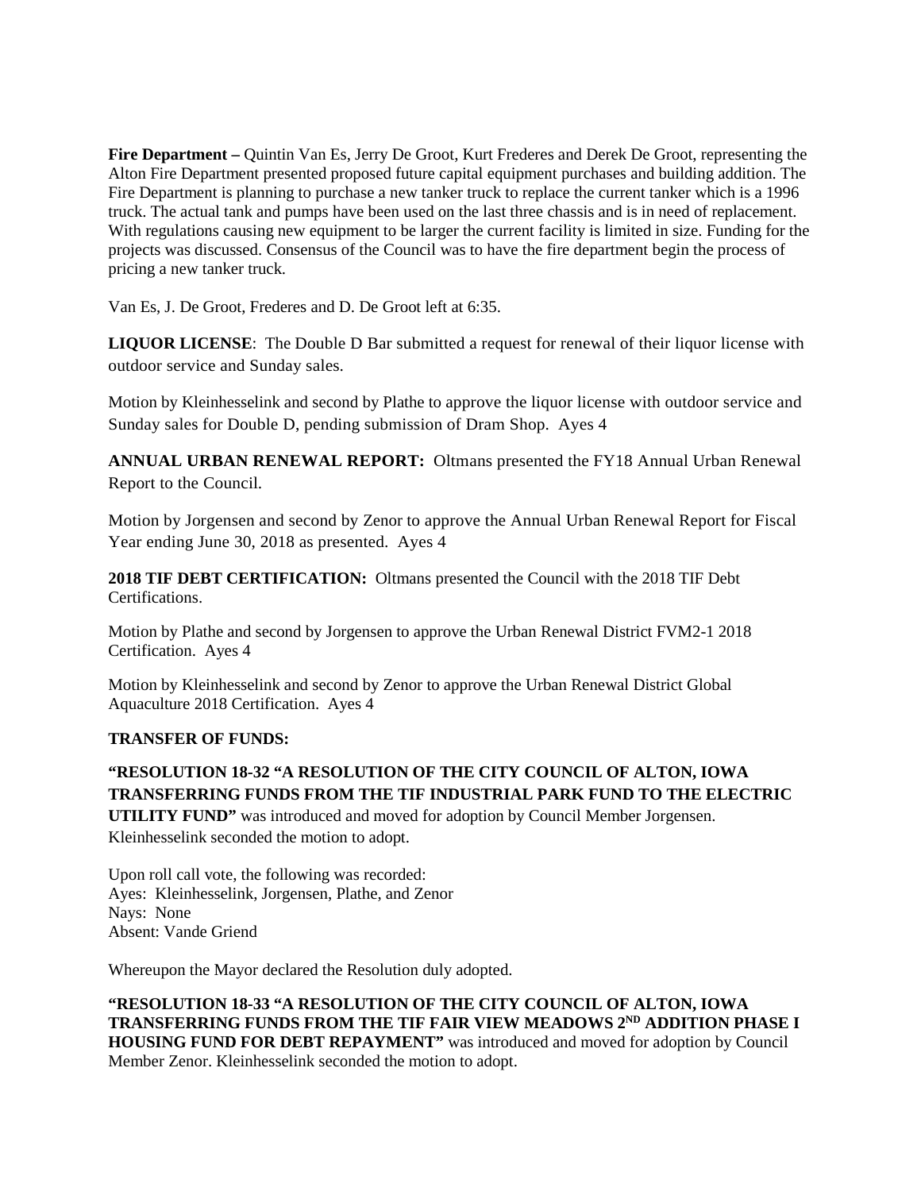**Fire Department –** Quintin Van Es, Jerry De Groot, Kurt Frederes and Derek De Groot, representing the Alton Fire Department presented proposed future capital equipment purchases and building addition. The Fire Department is planning to purchase a new tanker truck to replace the current tanker which is a 1996 truck. The actual tank and pumps have been used on the last three chassis and is in need of replacement. With regulations causing new equipment to be larger the current facility is limited in size. Funding for the projects was discussed. Consensus of the Council was to have the fire department begin the process of pricing a new tanker truck.

Van Es, J. De Groot, Frederes and D. De Groot left at 6:35.

**LIQUOR LICENSE**: The Double D Bar submitted a request for renewal of their liquor license with outdoor service and Sunday sales.

Motion by Kleinhesselink and second by Plathe to approve the liquor license with outdoor service and Sunday sales for Double D, pending submission of Dram Shop. Ayes 4

**ANNUAL URBAN RENEWAL REPORT:** Oltmans presented the FY18 Annual Urban Renewal Report to the Council.

Motion by Jorgensen and second by Zenor to approve the Annual Urban Renewal Report for Fiscal Year ending June 30, 2018 as presented. Ayes 4

**2018 TIF DEBT CERTIFICATION:** Oltmans presented the Council with the 2018 TIF Debt Certifications.

Motion by Plathe and second by Jorgensen to approve the Urban Renewal District FVM2-1 2018 Certification. Ayes 4

Motion by Kleinhesselink and second by Zenor to approve the Urban Renewal District Global Aquaculture 2018 Certification. Ayes 4

**TRANSFER OF FUNDS:**

**"RESOLUTION 18-32 "A RESOLUTION OF THE CITY COUNCIL OF ALTON, IOWA TRANSFERRING FUNDS FROM THE TIF INDUSTRIAL PARK FUND TO THE ELECTRIC UTILITY FUND"** was introduced and moved for adoption by Council Member Jorgensen. Kleinhesselink seconded the motion to adopt.

Upon roll call vote, the following was recorded:
Ayes: Kleinhesselink, Jorgensen, Plathe, and Zenor
Nays: None
Absent: Vande Griend

Whereupon the Mayor declared the Resolution duly adopted.

**"RESOLUTION 18-33 "A RESOLUTION OF THE CITY COUNCIL OF ALTON, IOWA TRANSFERRING FUNDS FROM THE TIF FAIR VIEW MEADOWS 2ND ADDITION PHASE I HOUSING FUND FOR DEBT REPAYMENT"** was introduced and moved for adoption by Council Member Zenor. Kleinhesselink seconded the motion to adopt.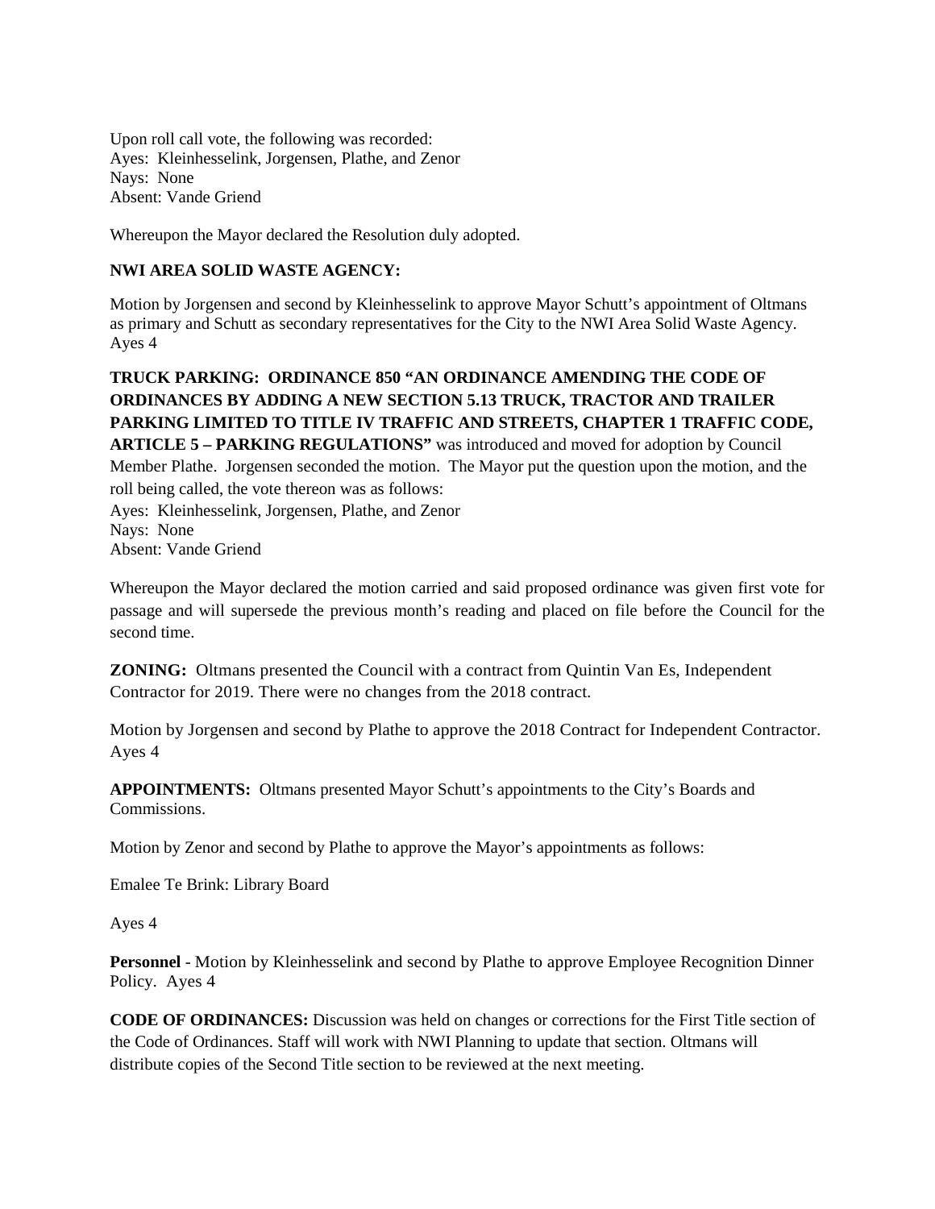Upon roll call vote, the following was recorded:
Ayes: Kleinhesselink, Jorgensen, Plathe, and Zenor
Nays: None
Absent: Vande Griend

Whereupon the Mayor declared the Resolution duly adopted.

**NWI AREA SOLID WASTE AGENCY:**

Motion by Jorgensen and second by Kleinhesselink to approve Mayor Schutt's appointment of Oltmans as primary and Schutt as secondary representatives for the City to the NWI Area Solid Waste Agency. Ayes 4

**TRUCK PARKING: ORDINANCE 850 "AN ORDINANCE AMENDING THE CODE OF ORDINANCES BY ADDING A NEW SECTION 5.13 TRUCK, TRACTOR AND TRAILER PARKING LIMITED TO TITLE IV TRAFFIC AND STREETS, CHAPTER 1 TRAFFIC CODE, ARTICLE 5 – PARKING REGULATIONS"** was introduced and moved for adoption by Council Member Plathe. Jorgensen seconded the motion. The Mayor put the question upon the motion, and the roll being called, the vote thereon was as follows:
Ayes: Kleinhesselink, Jorgensen, Plathe, and Zenor
Nays: None
Absent: Vande Griend

Whereupon the Mayor declared the motion carried and said proposed ordinance was given first vote for passage and will supersede the previous month's reading and placed on file before the Council for the second time.

**ZONING:** Oltmans presented the Council with a contract from Quintin Van Es, Independent Contractor for 2019. There were no changes from the 2018 contract.

Motion by Jorgensen and second by Plathe to approve the 2018 Contract for Independent Contractor. Ayes 4

**APPOINTMENTS:** Oltmans presented Mayor Schutt's appointments to the City's Boards and Commissions.

Motion by Zenor and second by Plathe to approve the Mayor's appointments as follows:

Emalee Te Brink: Library Board

Ayes 4

**Personnel** - Motion by Kleinhesselink and second by Plathe to approve Employee Recognition Dinner Policy. Ayes 4

**CODE OF ORDINANCES:** Discussion was held on changes or corrections for the First Title section of the Code of Ordinances. Staff will work with NWI Planning to update that section. Oltmans will distribute copies of the Second Title section to be reviewed at the next meeting.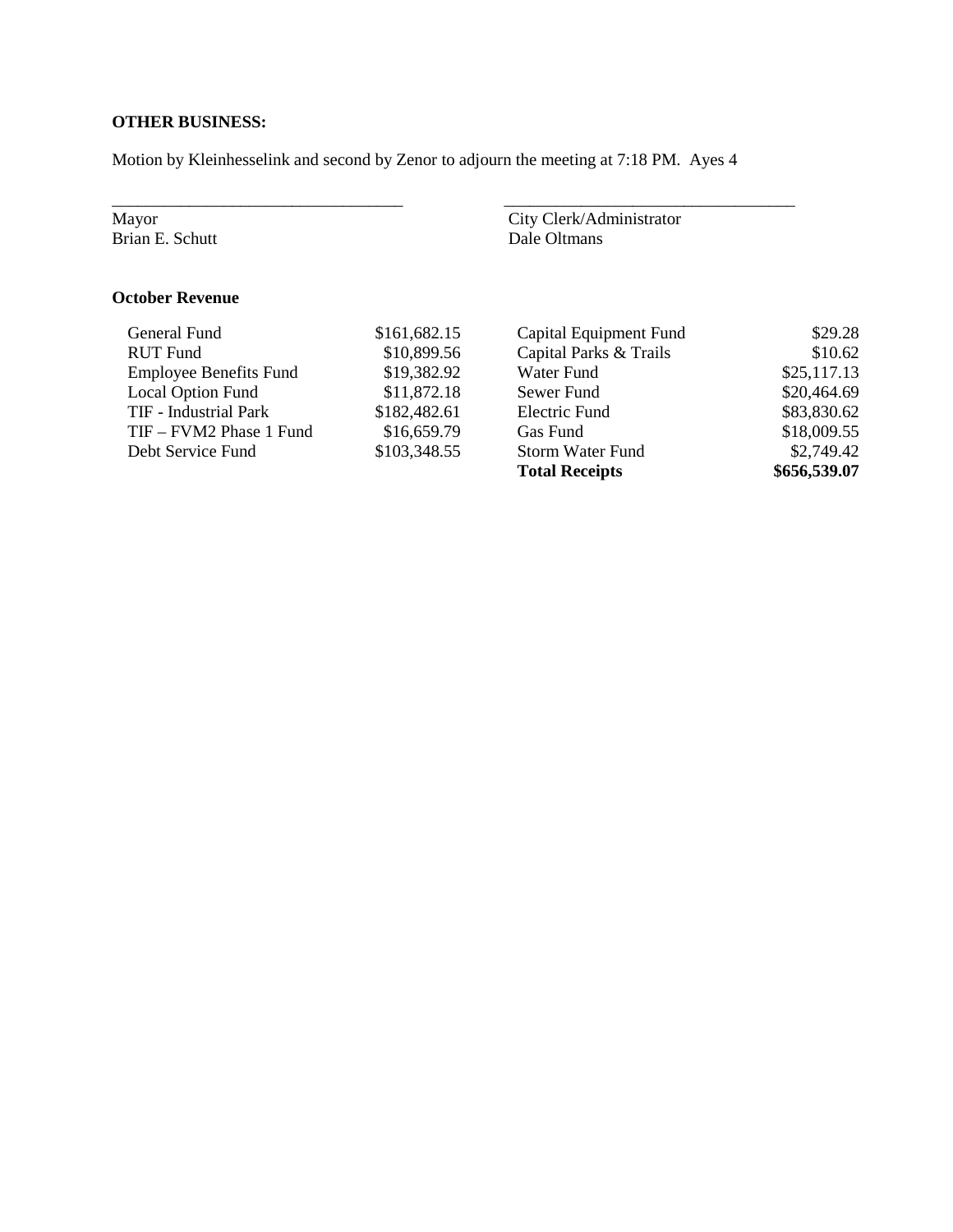**OTHER BUSINESS:**

Motion by Kleinhesselink and second by Zenor to adjourn the meeting at 7:18 PM. Ayes 4

\_\_\_\_\_\_\_\_\_\_\_\_\_\_\_\_\_\_\_\_\_\_\_\_\_\_\_\_\_\_\_\_\_\_\_ \_\_\_\_\_\_\_\_\_\_\_\_\_\_\_\_\_\_\_\_\_\_\_\_\_\_\_\_\_\_\_\_\_\_\_

Mayor
Brian E. Schutt

City Clerk/Administrator
Dale Oltmans

**October Revenue**

| | | | |
|---|---|---|---|
| General Fund | $161,682.15 | Capital Equipment Fund | $29.28 |
| RUT Fund | $10,899.56 | Capital Parks & Trails | $10.62 |
| Employee Benefits Fund | $19,382.92 | Water Fund | $25,117.13 |
| Local Option Fund | $11,872.18 | Sewer Fund | $20,464.69 |
| TIF - Industrial Park | $182,482.61 | Electric Fund | $83,830.62 |
| TIF – FVM2 Phase 1 Fund | $16,659.79 | Gas Fund | $18,009.55 |
| Debt Service Fund | $103,348.55 | Storm Water Fund | $2,749.42 |
| | | **Total Receipts** | **$656,539.07** |